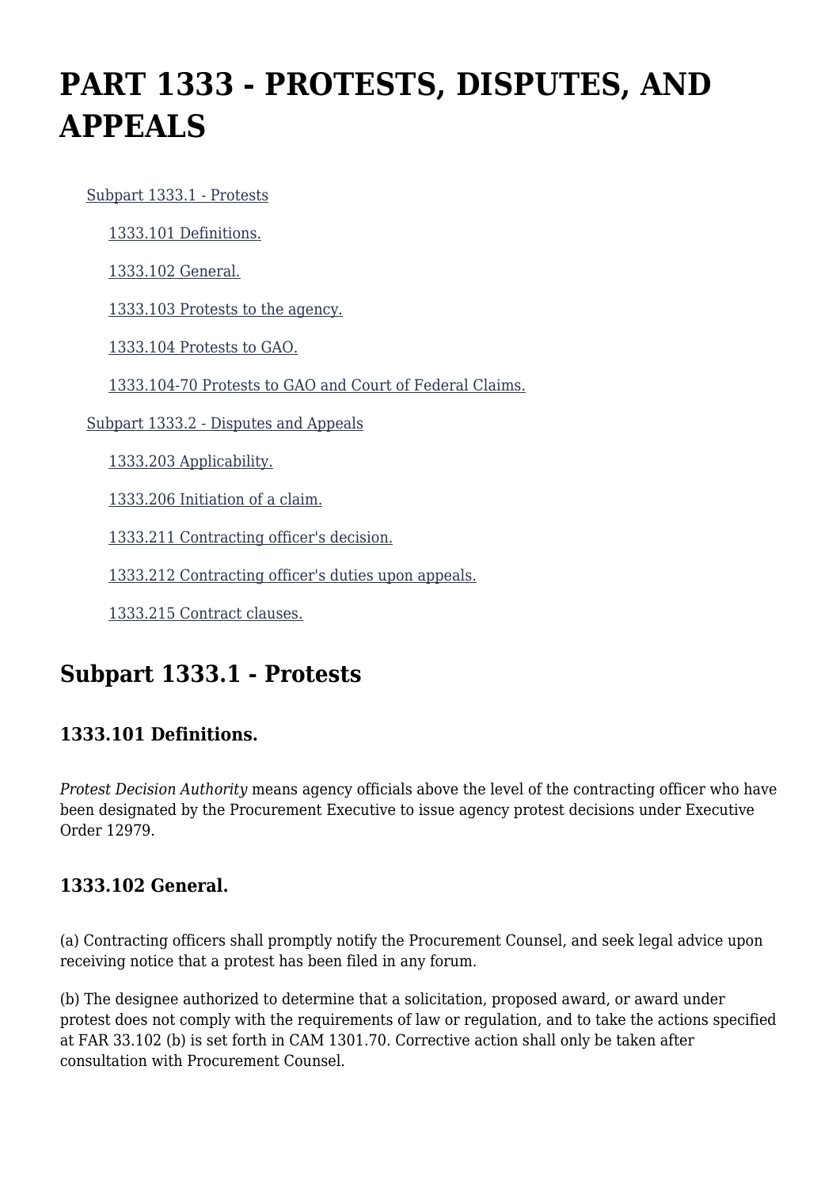# PART 1333 - PROTESTS, DISPUTES, AND APPEALS

- Subpart 1333.1 - Protests
  - 1333.101 Definitions.
  - 1333.102 General.
  - 1333.103 Protests to the agency.
  - 1333.104 Protests to GAO.
  - 1333.104-70 Protests to GAO and Court of Federal Claims.
- Subpart 1333.2 - Disputes and Appeals
  - 1333.203 Applicability.
  - 1333.206 Initiation of a claim.
  - 1333.211 Contracting officer's decision.
  - 1333.212 Contracting officer's duties upon appeals.
  - 1333.215 Contract clauses.

## Subpart 1333.1 - Protests

### 1333.101 Definitions.

*Protest Decision Authority* means agency officials above the level of the contracting officer who have been designated by the Procurement Executive to issue agency protest decisions under Executive Order 12979.

### 1333.102 General.

(a) Contracting officers shall promptly notify the Procurement Counsel, and seek legal advice upon receiving notice that a protest has been filed in any forum.

(b) The designee authorized to determine that a solicitation, proposed award, or award under protest does not comply with the requirements of law or regulation, and to take the actions specified at FAR 33.102 (b) is set forth in CAM 1301.70. Corrective action shall only be taken after consultation with Procurement Counsel.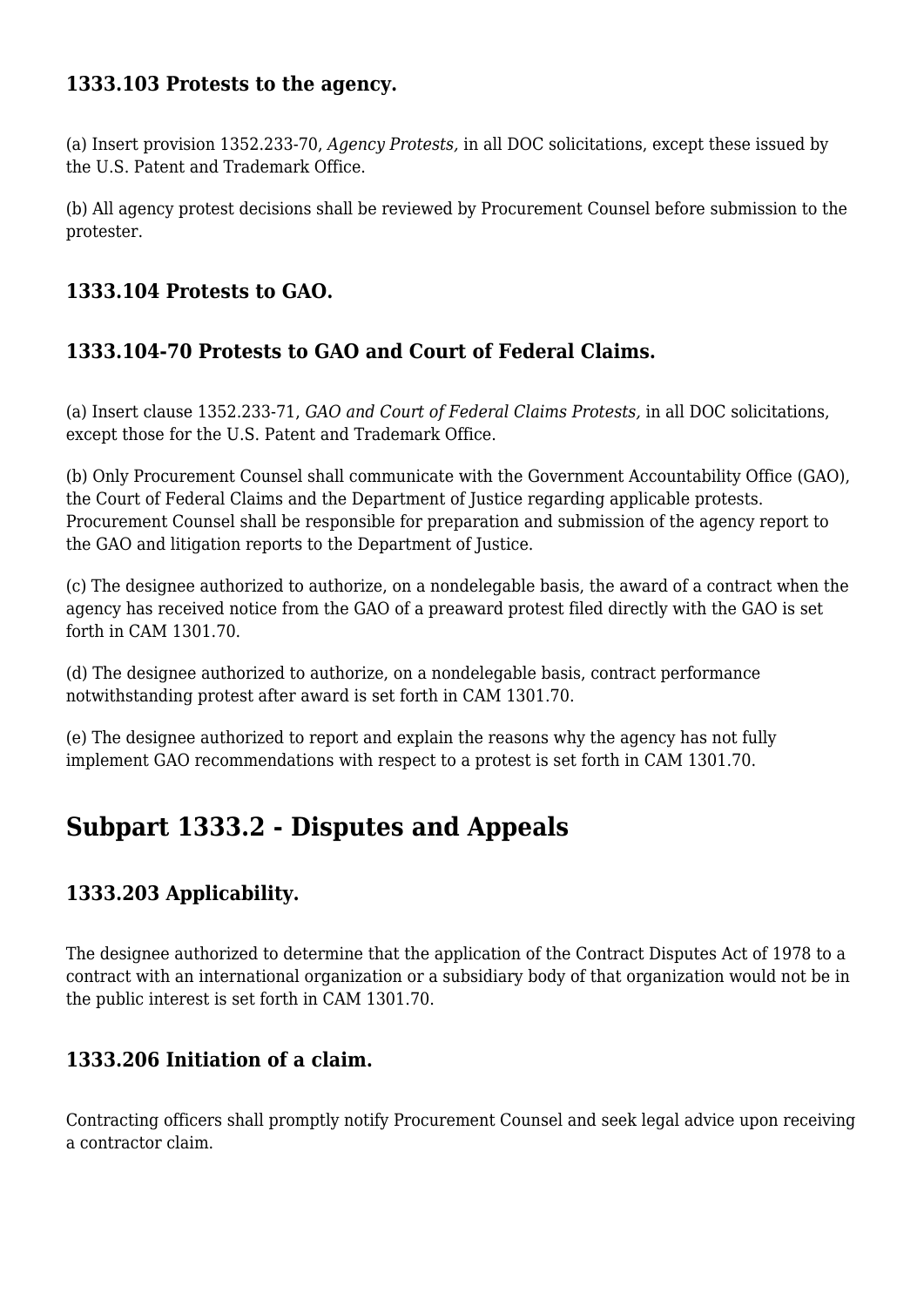### 1333.103 Protests to the agency.

(a) Insert provision 1352.233-70, *Agency Protests,* in all DOC solicitations, except these issued by the U.S. Patent and Trademark Office.

(b) All agency protest decisions shall be reviewed by Procurement Counsel before submission to the protester.

### 1333.104 Protests to GAO.

### 1333.104-70 Protests to GAO and Court of Federal Claims.

(a) Insert clause 1352.233-71, *GAO and Court of Federal Claims Protests,* in all DOC solicitations, except those for the U.S. Patent and Trademark Office.

(b) Only Procurement Counsel shall communicate with the Government Accountability Office (GAO), the Court of Federal Claims and the Department of Justice regarding applicable protests. Procurement Counsel shall be responsible for preparation and submission of the agency report to the GAO and litigation reports to the Department of Justice.

(c) The designee authorized to authorize, on a nondelegable basis, the award of a contract when the agency has received notice from the GAO of a preaward protest filed directly with the GAO is set forth in CAM 1301.70.

(d) The designee authorized to authorize, on a nondelegable basis, contract performance notwithstanding protest after award is set forth in CAM 1301.70.

(e) The designee authorized to report and explain the reasons why the agency has not fully implement GAO recommendations with respect to a protest is set forth in CAM 1301.70.

## Subpart 1333.2 - Disputes and Appeals

### 1333.203 Applicability.

The designee authorized to determine that the application of the Contract Disputes Act of 1978 to a contract with an international organization or a subsidiary body of that organization would not be in the public interest is set forth in CAM 1301.70.

### 1333.206 Initiation of a claim.

Contracting officers shall promptly notify Procurement Counsel and seek legal advice upon receiving a contractor claim.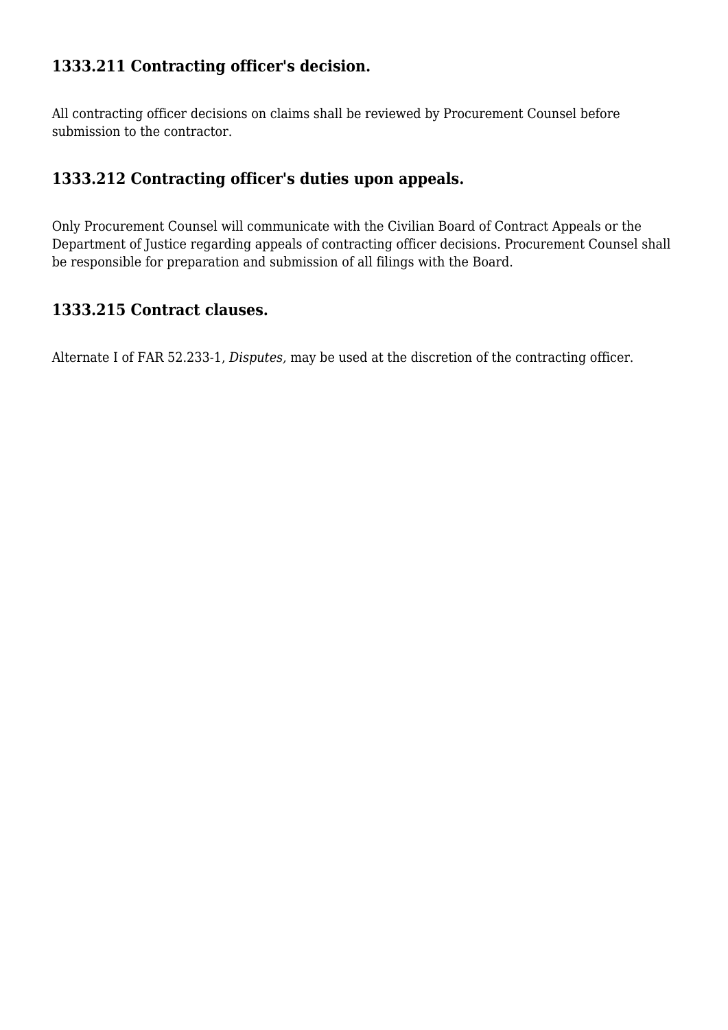## 1333.211 Contracting officer's decision.

All contracting officer decisions on claims shall be reviewed by Procurement Counsel before submission to the contractor.

## 1333.212 Contracting officer's duties upon appeals.

Only Procurement Counsel will communicate with the Civilian Board of Contract Appeals or the Department of Justice regarding appeals of contracting officer decisions. Procurement Counsel shall be responsible for preparation and submission of all filings with the Board.

## 1333.215 Contract clauses.

Alternate I of FAR 52.233-1, *Disputes,* may be used at the discretion of the contracting officer.